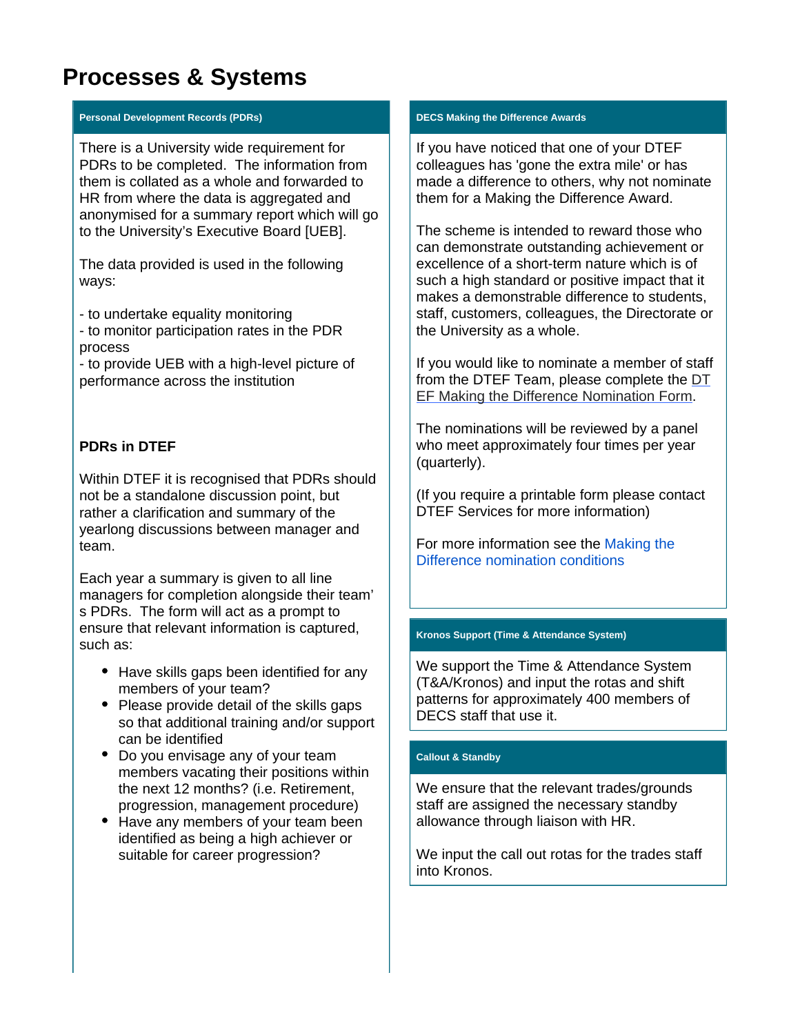# Processes & Systems

### Personal Development Records (PDRs)

There is a University wide requirement for PDRs to be completed. The information from them is collated as a whole and forwarded to HR from where the data is aggregated and anonymised for a summary report which will go to the University's Executive Board [UEB].

The data provided is used in the following ways:

- to undertake equality monitoring
- to monitor participation rates in the PDR process
- to provide UEB with a high-level picture of performance across the institution

**PDRs in DTEF**

Within DTEF it is recognised that PDRs should not be a standalone discussion point, but rather a clarification and summary of the yearlong discussions between manager and team.

Each year a summary is given to all line managers for completion alongside their team's PDRs. The form will act as a prompt to ensure that relevant information is captured, such as:

- Have skills gaps been identified for any members of your team?
- Please provide detail of the skills gaps so that additional training and/or support can be identified
- Do you envisage any of your team members vacating their positions within the next 12 months? (i.e. Retirement, progression, management procedure)
- Have any members of your team been identified as being a high achiever or suitable for career progression?

### DECS Making the Difference Awards

If you have noticed that one of your DTEF colleagues has 'gone the extra mile' or has made a difference to others, why not nominate them for a Making the Difference Award.

The scheme is intended to reward those who can demonstrate outstanding achievement or excellence of a short-term nature which is of such a high standard or positive impact that it makes a demonstrable difference to students, staff, customers, colleagues, the Directorate or the University as a whole.

If you would like to nominate a member of staff from the DTEF Team, please complete the DTEF Making the Difference Nomination Form.

The nominations will be reviewed by a panel who meet approximately four times per year (quarterly).

(If you require a printable form please contact DTEF Services for more information)

For more information see the Making the Difference nomination conditions

### Kronos Support (Time & Attendance System)

We support the Time & Attendance System (T&A/Kronos) and input the rotas and shift patterns for approximately 400 members of DECS staff that use it.

### Callout & Standby

We ensure that the relevant trades/grounds staff are assigned the necessary standby allowance through liaison with HR.

We input the call out rotas for the trades staff into Kronos.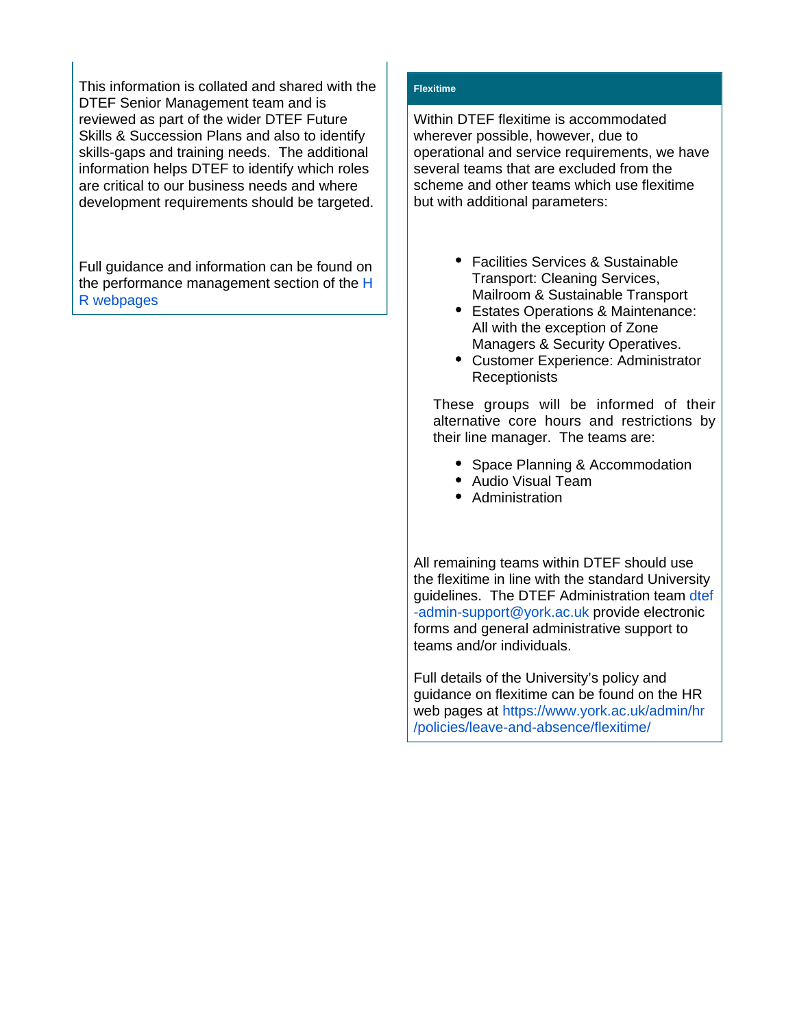This information is collated and shared with the DTEF Senior Management team and is reviewed as part of the wider DTEF Future Skills & Succession Plans and also to identify skills-gaps and training needs. The additional information helps DTEF to identify which roles are critical to our business needs and where development requirements should be targeted.

Full guidance and information can be found on the performance management section of the HR webpages

## Flexitime

Within DTEF flexitime is accommodated wherever possible, however, due to operational and service requirements, we have several teams that are excluded from the scheme and other teams which use flexitime but with additional parameters:

- Facilities Services & Sustainable Transport: Cleaning Services, Mailroom & Sustainable Transport
- Estates Operations & Maintenance: All with the exception of Zone Managers & Security Operatives.
- Customer Experience: Administrator Receptionists

These groups will be informed of their alternative core hours and restrictions by their line manager. The teams are:

- Space Planning & Accommodation
- Audio Visual Team
- Administration

All remaining teams within DTEF should use the flexitime in line with the standard University guidelines. The DTEF Administration team dtef-admin-support@york.ac.uk provide electronic forms and general administrative support to teams and/or individuals.

Full details of the University's policy and guidance on flexitime can be found on the HR web pages at https://www.york.ac.uk/admin/hr/policies/leave-and-absence/flexitime/